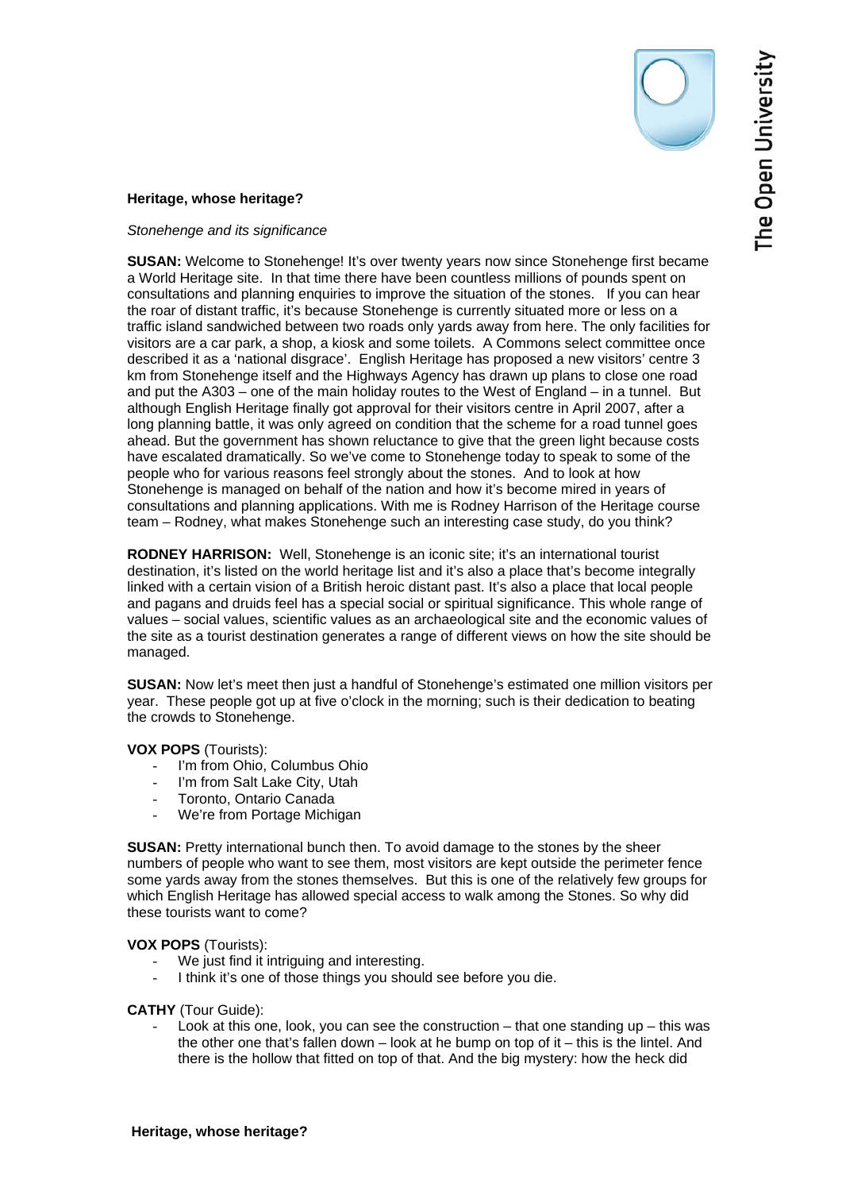**Heritage, whose heritage?**

*Stonehenge and its significance*

**SUSAN:** Welcome to Stonehenge! It's over twenty years now since Stonehenge first became a World Heritage site. In that time there have been countless millions of pounds spent on consultations and planning enquiries to improve the situation of the stones. If you can hear the roar of distant traffic, it's because Stonehenge is currently situated more or less on a traffic island sandwiched between two roads only yards away from here. The only facilities for visitors are a car park, a shop, a kiosk and some toilets. A Commons select committee once described it as a 'national disgrace'. English Heritage has proposed a new visitors' centre 3 km from Stonehenge itself and the Highways Agency has drawn up plans to close one road and put the A303 – one of the main holiday routes to the West of England – in a tunnel. But although English Heritage finally got approval for their visitors centre in April 2007, after a long planning battle, it was only agreed on condition that the scheme for a road tunnel goes ahead. But the government has shown reluctance to give that the green light because costs have escalated dramatically. So we've come to Stonehenge today to speak to some of the people who for various reasons feel strongly about the stones. And to look at how Stonehenge is managed on behalf of the nation and how it's become mired in years of consultations and planning applications. With me is Rodney Harrison of the Heritage course team – Rodney, what makes Stonehenge such an interesting case study, do you think?

**RODNEY HARRISON:** Well, Stonehenge is an iconic site; it's an international tourist destination, it's listed on the world heritage list and it's also a place that's become integrally linked with a certain vision of a British heroic distant past. It's also a place that local people and pagans and druids feel has a special social or spiritual significance. This whole range of values – social values, scientific values as an archaeological site and the economic values of the site as a tourist destination generates a range of different views on how the site should be managed.

**SUSAN:** Now let's meet then just a handful of Stonehenge's estimated one million visitors per year. These people got up at five o'clock in the morning; such is their dedication to beating the crowds to Stonehenge.

**VOX POPS** (Tourists):

- I'm from Ohio, Columbus Ohio
- I'm from Salt Lake City, Utah
- Toronto, Ontario Canada
- We're from Portage Michigan

**SUSAN:** Pretty international bunch then. To avoid damage to the stones by the sheer numbers of people who want to see them, most visitors are kept outside the perimeter fence some yards away from the stones themselves. But this is one of the relatively few groups for which English Heritage has allowed special access to walk among the Stones. So why did these tourists want to come?

**VOX POPS** (Tourists):

- We just find it intriguing and interesting.
- I think it's one of those things you should see before you die.

**CATHY** (Tour Guide):

- Look at this one, look, you can see the construction – that one standing up – this was the other one that's fallen down – look at he bump on top of it – this is the lintel. And there is the hollow that fitted on top of that. And the big mystery: how the heck did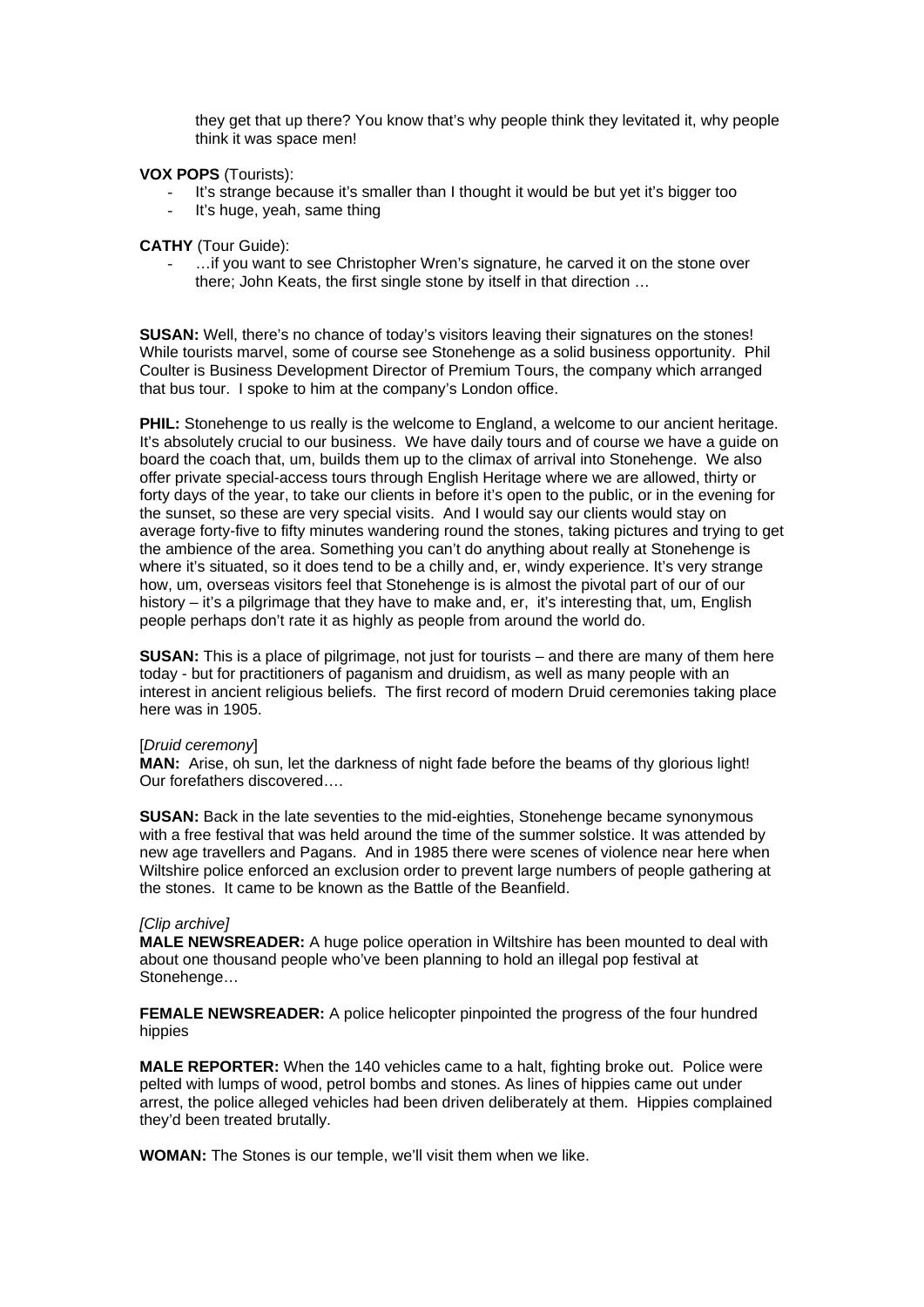they get that up there? You know that's why people think they levitated it, why people think it was space men!

**VOX POPS** (Tourists):

- It's strange because it's smaller than I thought it would be but yet it's bigger too
- It's huge, yeah, same thing

**CATHY** (Tour Guide):

- …if you want to see Christopher Wren's signature, he carved it on the stone over there; John Keats, the first single stone by itself in that direction …

**SUSAN:** Well, there's no chance of today's visitors leaving their signatures on the stones! While tourists marvel, some of course see Stonehenge as a solid business opportunity. Phil Coulter is Business Development Director of Premium Tours, the company which arranged that bus tour. I spoke to him at the company's London office.

**PHIL:** Stonehenge to us really is the welcome to England, a welcome to our ancient heritage. It's absolutely crucial to our business. We have daily tours and of course we have a guide on board the coach that, um, builds them up to the climax of arrival into Stonehenge. We also offer private special-access tours through English Heritage where we are allowed, thirty or forty days of the year, to take our clients in before it's open to the public, or in the evening for the sunset, so these are very special visits. And I would say our clients would stay on average forty-five to fifty minutes wandering round the stones, taking pictures and trying to get the ambience of the area. Something you can't do anything about really at Stonehenge is where it's situated, so it does tend to be a chilly and, er, windy experience. It's very strange how, um, overseas visitors feel that Stonehenge is is almost the pivotal part of our of our history – it's a pilgrimage that they have to make and, er, it's interesting that, um, English people perhaps don't rate it as highly as people from around the world do.

**SUSAN:** This is a place of pilgrimage, not just for tourists – and there are many of them here today - but for practitioners of paganism and druidism, as well as many people with an interest in ancient religious beliefs. The first record of modern Druid ceremonies taking place here was in 1905.

[*Druid ceremony*]
**MAN:** Arise, oh sun, let the darkness of night fade before the beams of thy glorious light! Our forefathers discovered….

**SUSAN:** Back in the late seventies to the mid-eighties, Stonehenge became synonymous with a free festival that was held around the time of the summer solstice. It was attended by new age travellers and Pagans. And in 1985 there were scenes of violence near here when Wiltshire police enforced an exclusion order to prevent large numbers of people gathering at the stones. It came to be known as the Battle of the Beanfield.

*[Clip archive]*
**MALE NEWSREADER:** A huge police operation in Wiltshire has been mounted to deal with about one thousand people who've been planning to hold an illegal pop festival at Stonehenge…

**FEMALE NEWSREADER:** A police helicopter pinpointed the progress of the four hundred hippies

**MALE REPORTER:** When the 140 vehicles came to a halt, fighting broke out. Police were pelted with lumps of wood, petrol bombs and stones. As lines of hippies came out under arrest, the police alleged vehicles had been driven deliberately at them. Hippies complained they'd been treated brutally.

**WOMAN:** The Stones is our temple, we'll visit them when we like.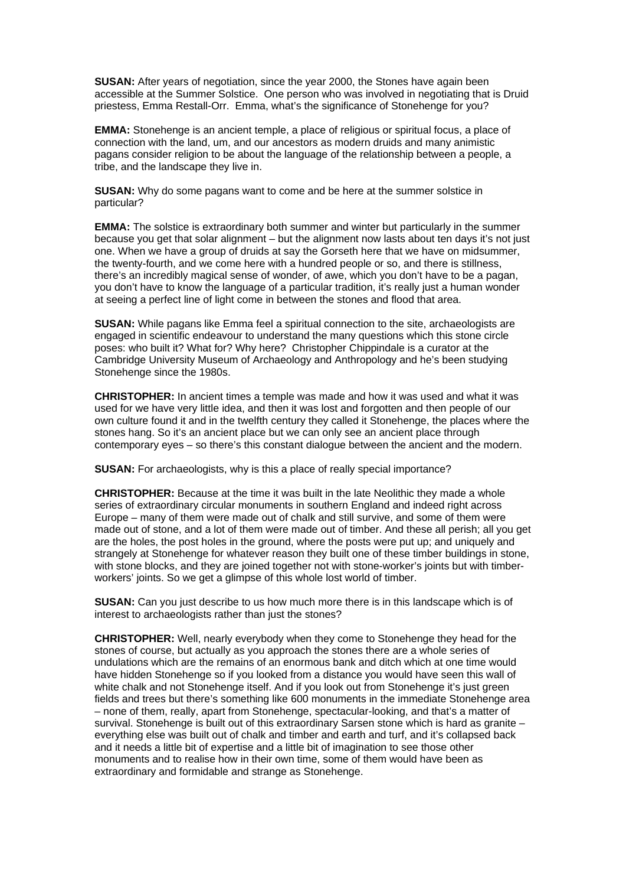**SUSAN:** After years of negotiation, since the year 2000, the Stones have again been accessible at the Summer Solstice. One person who was involved in negotiating that is Druid priestess, Emma Restall-Orr. Emma, what's the significance of Stonehenge for you?

**EMMA:** Stonehenge is an ancient temple, a place of religious or spiritual focus, a place of connection with the land, um, and our ancestors as modern druids and many animistic pagans consider religion to be about the language of the relationship between a people, a tribe, and the landscape they live in.

**SUSAN:** Why do some pagans want to come and be here at the summer solstice in particular?

**EMMA:** The solstice is extraordinary both summer and winter but particularly in the summer because you get that solar alignment – but the alignment now lasts about ten days it's not just one. When we have a group of druids at say the Gorseth here that we have on midsummer, the twenty-fourth, and we come here with a hundred people or so, and there is stillness, there's an incredibly magical sense of wonder, of awe, which you don't have to be a pagan, you don't have to know the language of a particular tradition, it's really just a human wonder at seeing a perfect line of light come in between the stones and flood that area.

**SUSAN:** While pagans like Emma feel a spiritual connection to the site, archaeologists are engaged in scientific endeavour to understand the many questions which this stone circle poses: who built it? What for? Why here? Christopher Chippindale is a curator at the Cambridge University Museum of Archaeology and Anthropology and he's been studying Stonehenge since the 1980s.

**CHRISTOPHER:** In ancient times a temple was made and how it was used and what it was used for we have very little idea, and then it was lost and forgotten and then people of our own culture found it and in the twelfth century they called it Stonehenge, the places where the stones hang. So it's an ancient place but we can only see an ancient place through contemporary eyes – so there's this constant dialogue between the ancient and the modern.

**SUSAN:** For archaeologists, why is this a place of really special importance?

**CHRISTOPHER:** Because at the time it was built in the late Neolithic they made a whole series of extraordinary circular monuments in southern England and indeed right across Europe – many of them were made out of chalk and still survive, and some of them were made out of stone, and a lot of them were made out of timber. And these all perish; all you get are the holes, the post holes in the ground, where the posts were put up; and uniquely and strangely at Stonehenge for whatever reason they built one of these timber buildings in stone, with stone blocks, and they are joined together not with stone-worker's joints but with timber-workers' joints. So we get a glimpse of this whole lost world of timber.

**SUSAN:** Can you just describe to us how much more there is in this landscape which is of interest to archaeologists rather than just the stones?

**CHRISTOPHER:** Well, nearly everybody when they come to Stonehenge they head for the stones of course, but actually as you approach the stones there are a whole series of undulations which are the remains of an enormous bank and ditch which at one time would have hidden Stonehenge so if you looked from a distance you would have seen this wall of white chalk and not Stonehenge itself. And if you look out from Stonehenge it's just green fields and trees but there's something like 600 monuments in the immediate Stonehenge area – none of them, really, apart from Stonehenge, spectacular-looking, and that's a matter of survival. Stonehenge is built out of this extraordinary Sarsen stone which is hard as granite – everything else was built out of chalk and timber and earth and turf, and it's collapsed back and it needs a little bit of expertise and a little bit of imagination to see those other monuments and to realise how in their own time, some of them would have been as extraordinary and formidable and strange as Stonehenge.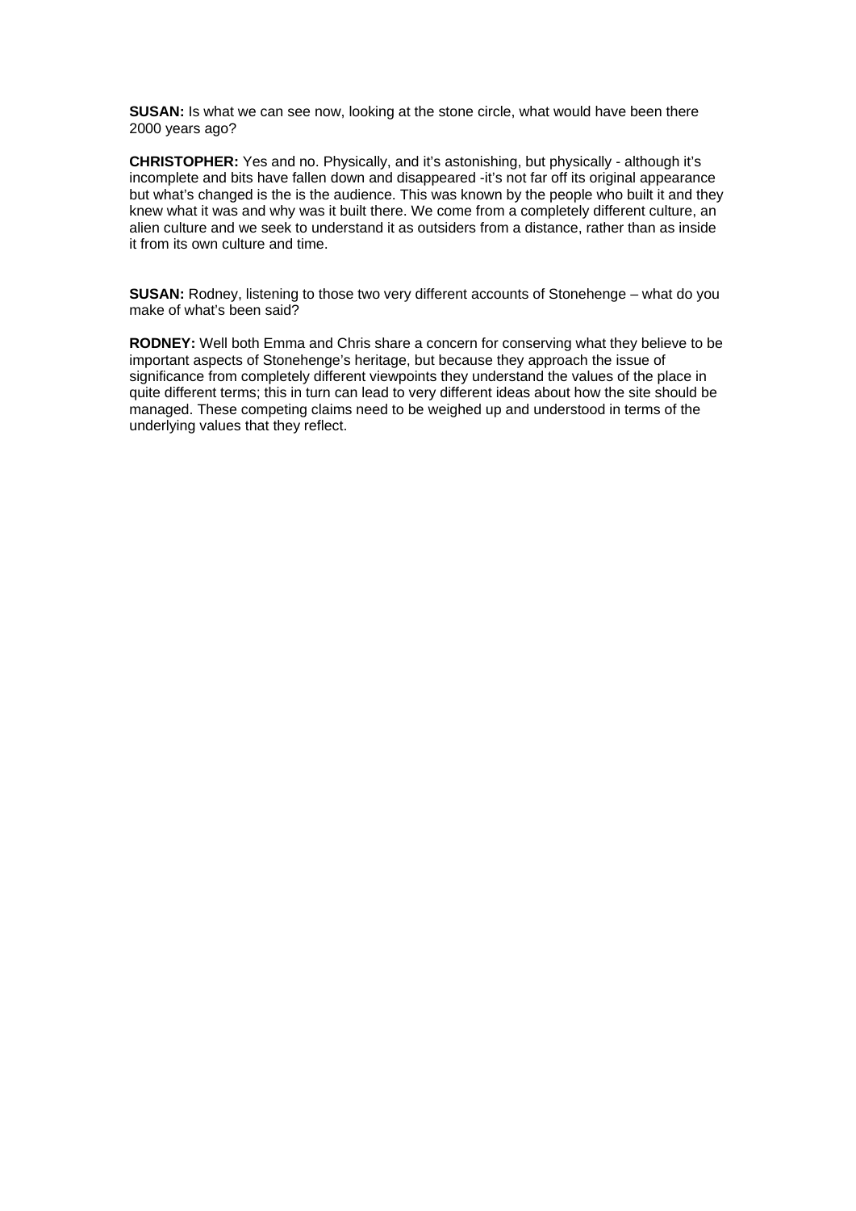**SUSAN:** Is what we can see now, looking at the stone circle, what would have been there 2000 years ago?

**CHRISTOPHER:** Yes and no. Physically, and it's astonishing, but physically - although it's incomplete and bits have fallen down and disappeared -it's not far off its original appearance but what's changed is the is the audience. This was known by the people who built it and they knew what it was and why was it built there. We come from a completely different culture, an alien culture and we seek to understand it as outsiders from a distance, rather than as inside it from its own culture and time.

**SUSAN:** Rodney, listening to those two very different accounts of Stonehenge – what do you make of what's been said?

**RODNEY:** Well both Emma and Chris share a concern for conserving what they believe to be important aspects of Stonehenge's heritage, but because they approach the issue of significance from completely different viewpoints they understand the values of the place in quite different terms; this in turn can lead to very different ideas about how the site should be managed. These competing claims need to be weighed up and understood in terms of the underlying values that they reflect.